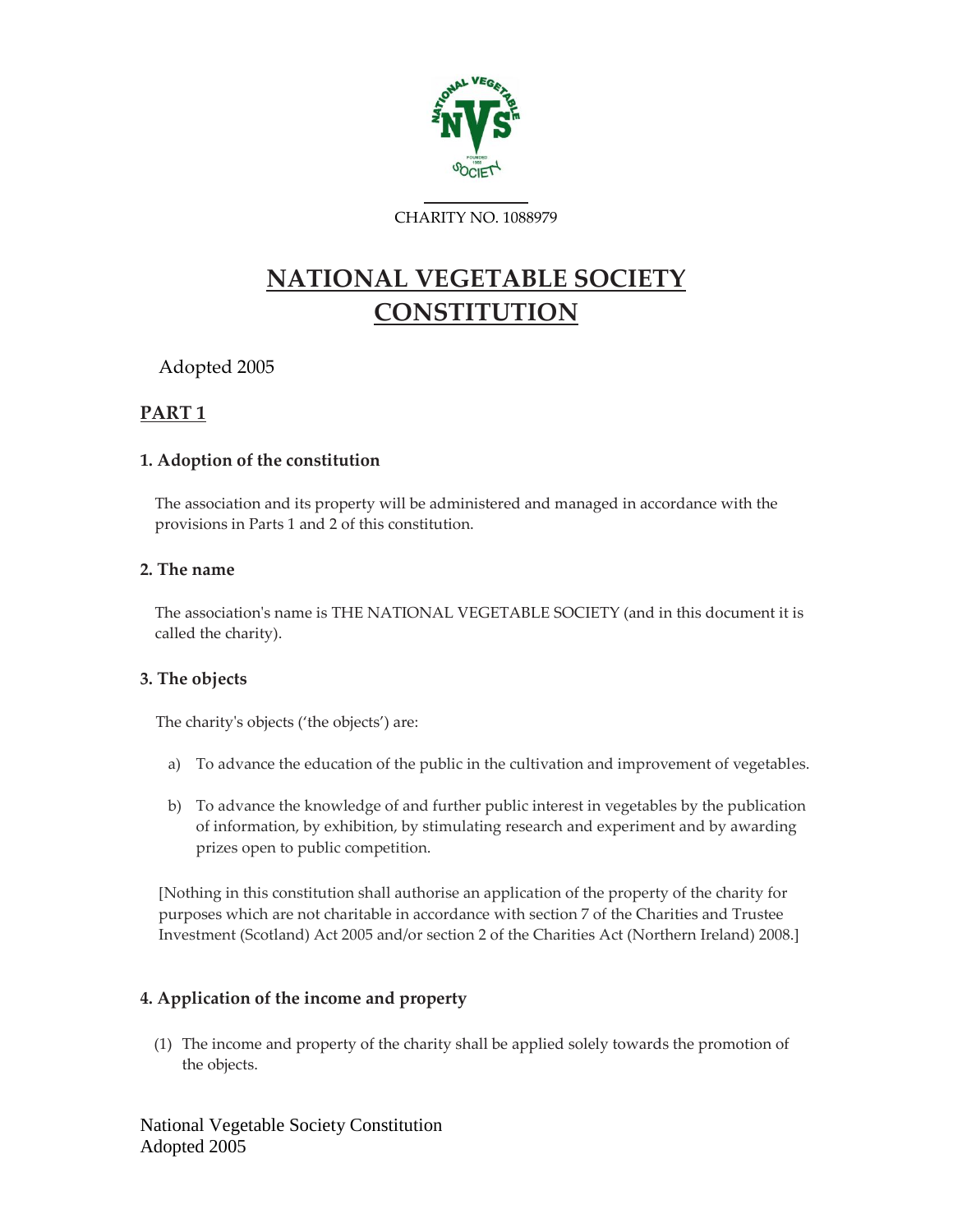CHARITY NO. 1088979

# NATIONAL VEGETABLE SOCIETY CONSTITUTION

Adopted 2005

## PART 1

### 1. Adoption of the constitution

The association and its property will be administered and managed in accordance with the provisions in Parts 1 and 2 of this constitution.

### 2. The name

The association's name is THE NATIONAL VEGETABLE SOCIETY (and in this document it is called the charity).

### 3. The objects

The charity's objects ('the objects') are:

a) To advance the education of the public in the cultivation and improvement of vegetables.

b) To advance the knowledge of and further public interest in vegetables by the publication of information, by exhibition, by stimulating research and experiment and by awarding prizes open to public competition.

[Nothing in this constitution shall authorise an application of the property of the charity for purposes which are not charitable in accordance with section 7 of the Charities and Trustee Investment (Scotland) Act 2005 and/or section 2 of the Charities Act (Northern Ireland) 2008.]

### 4. Application of the income and property

(1) The income and property of the charity shall be applied solely towards the promotion of the objects.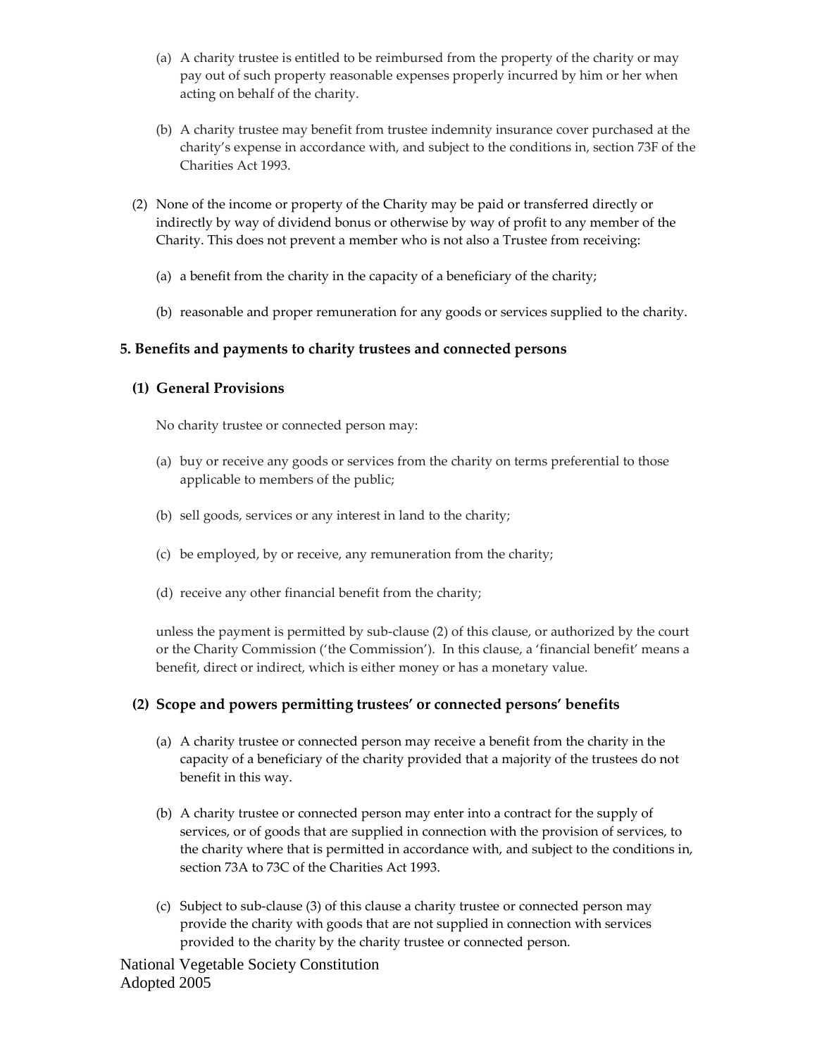(a) A charity trustee is entitled to be reimbursed from the property of the charity or may pay out of such property reasonable expenses properly incurred by him or her when acting on behalf of the charity.

(b) A charity trustee may benefit from trustee indemnity insurance cover purchased at the charity's expense in accordance with, and subject to the conditions in, section 73F of the Charities Act 1993.

(2) None of the income or property of the Charity may be paid or transferred directly or indirectly by way of dividend bonus or otherwise by way of profit to any member of the Charity. This does not prevent a member who is not also a Trustee from receiving:

(a) a benefit from the charity in the capacity of a beneficiary of the charity;

(b) reasonable and proper remuneration for any goods or services supplied to the charity.

### 5. Benefits and payments to charity trustees and connected persons

#### (1) General Provisions

No charity trustee or connected person may:

(a) buy or receive any goods or services from the charity on terms preferential to those applicable to members of the public;

(b) sell goods, services or any interest in land to the charity;

(c) be employed, by or receive, any remuneration from the charity;

(d) receive any other financial benefit from the charity;

unless the payment is permitted by sub-clause (2) of this clause, or authorized by the court or the Charity Commission ('the Commission'). In this clause, a 'financial benefit' means a benefit, direct or indirect, which is either money or has a monetary value.

#### (2) Scope and powers permitting trustees' or connected persons' benefits

(a) A charity trustee or connected person may receive a benefit from the charity in the capacity of a beneficiary of the charity provided that a majority of the trustees do not benefit in this way.

(b) A charity trustee or connected person may enter into a contract for the supply of services, or of goods that are supplied in connection with the provision of services, to the charity where that is permitted in accordance with, and subject to the conditions in, section 73A to 73C of the Charities Act 1993.

(c) Subject to sub-clause (3) of this clause a charity trustee or connected person may provide the charity with goods that are not supplied in connection with services provided to the charity by the charity trustee or connected person.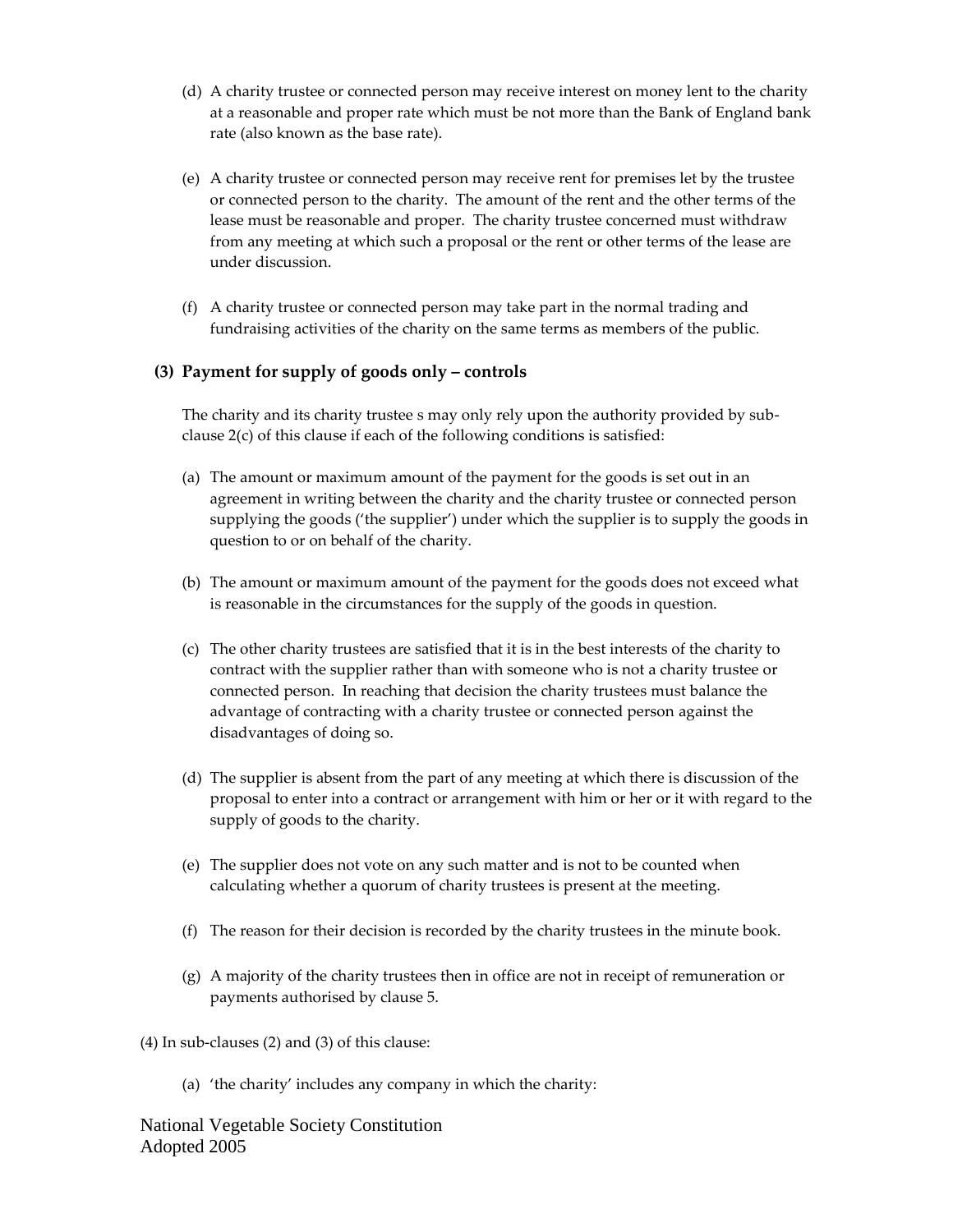(d) A charity trustee or connected person may receive interest on money lent to the charity at a reasonable and proper rate which must be not more than the Bank of England bank rate (also known as the base rate).

(e) A charity trustee or connected person may receive rent for premises let by the trustee or connected person to the charity. The amount of the rent and the other terms of the lease must be reasonable and proper. The charity trustee concerned must withdraw from any meeting at which such a proposal or the rent or other terms of the lease are under discussion.

(f) A charity trustee or connected person may take part in the normal trading and fundraising activities of the charity on the same terms as members of the public.

**(3) Payment for supply of goods only – controls**

The charity and its charity trustee s may only rely upon the authority provided by sub-clause 2(c) of this clause if each of the following conditions is satisfied:

(a) The amount or maximum amount of the payment for the goods is set out in an agreement in writing between the charity and the charity trustee or connected person supplying the goods ('the supplier') under which the supplier is to supply the goods in question to or on behalf of the charity.

(b) The amount or maximum amount of the payment for the goods does not exceed what is reasonable in the circumstances for the supply of the goods in question.

(c) The other charity trustees are satisfied that it is in the best interests of the charity to contract with the supplier rather than with someone who is not a charity trustee or connected person. In reaching that decision the charity trustees must balance the advantage of contracting with a charity trustee or connected person against the disadvantages of doing so.

(d) The supplier is absent from the part of any meeting at which there is discussion of the proposal to enter into a contract or arrangement with him or her or it with regard to the supply of goods to the charity.

(e) The supplier does not vote on any such matter and is not to be counted when calculating whether a quorum of charity trustees is present at the meeting.

(f) The reason for their decision is recorded by the charity trustees in the minute book.

(g) A majority of the charity trustees then in office are not in receipt of remuneration or payments authorised by clause 5.

(4) In sub-clauses (2) and (3) of this clause:

(a) 'the charity' includes any company in which the charity: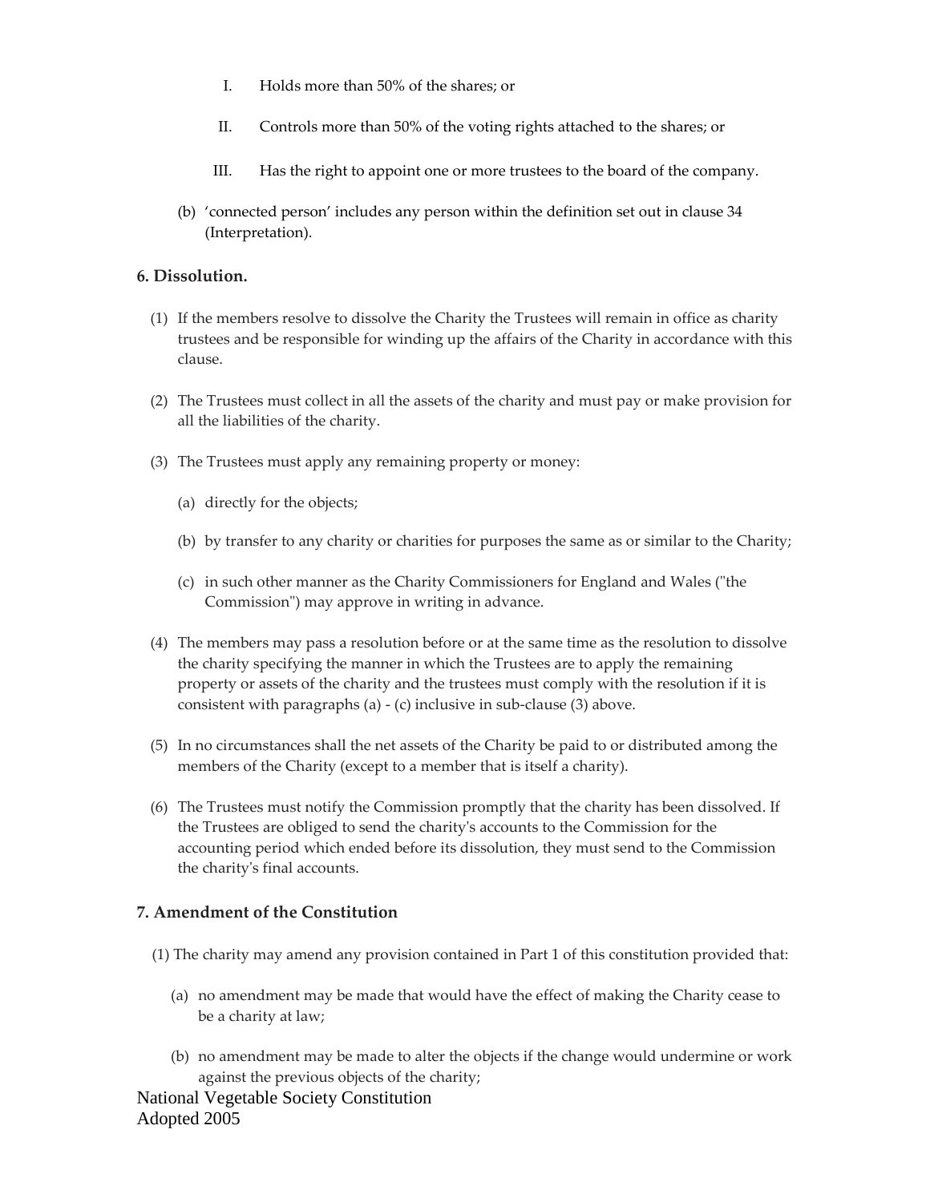I. Holds more than 50% of the shares; or

II. Controls more than 50% of the voting rights attached to the shares; or

III. Has the right to appoint one or more trustees to the board of the company.

(b) ‘connected person’ includes any person within the definition set out in clause 34 (Interpretation).

### 6. Dissolution.

(1) If the members resolve to dissolve the Charity the Trustees will remain in office as charity trustees and be responsible for winding up the affairs of the Charity in accordance with this clause.

(2) The Trustees must collect in all the assets of the charity and must pay or make provision for all the liabilities of the charity.

(3) The Trustees must apply any remaining property or money:

(a) directly for the objects;

(b) by transfer to any charity or charities for purposes the same as or similar to the Charity;

(c) in such other manner as the Charity Commissioners for England and Wales ("the Commission") may approve in writing in advance.

(4) The members may pass a resolution before or at the same time as the resolution to dissolve the charity specifying the manner in which the Trustees are to apply the remaining property or assets of the charity and the trustees must comply with the resolution if it is consistent with paragraphs (a) - (c) inclusive in sub-clause (3) above.

(5) In no circumstances shall the net assets of the Charity be paid to or distributed among the members of the Charity (except to a member that is itself a charity).

(6) The Trustees must notify the Commission promptly that the charity has been dissolved. If the Trustees are obliged to send the charity's accounts to the Commission for the accounting period which ended before its dissolution, they must send to the Commission the charity's final accounts.

### 7. Amendment of the Constitution

(1) The charity may amend any provision contained in Part 1 of this constitution provided that:

(a) no amendment may be made that would have the effect of making the Charity cease to be a charity at law;

(b) no amendment may be made to alter the objects if the change would undermine or work against the previous objects of the charity;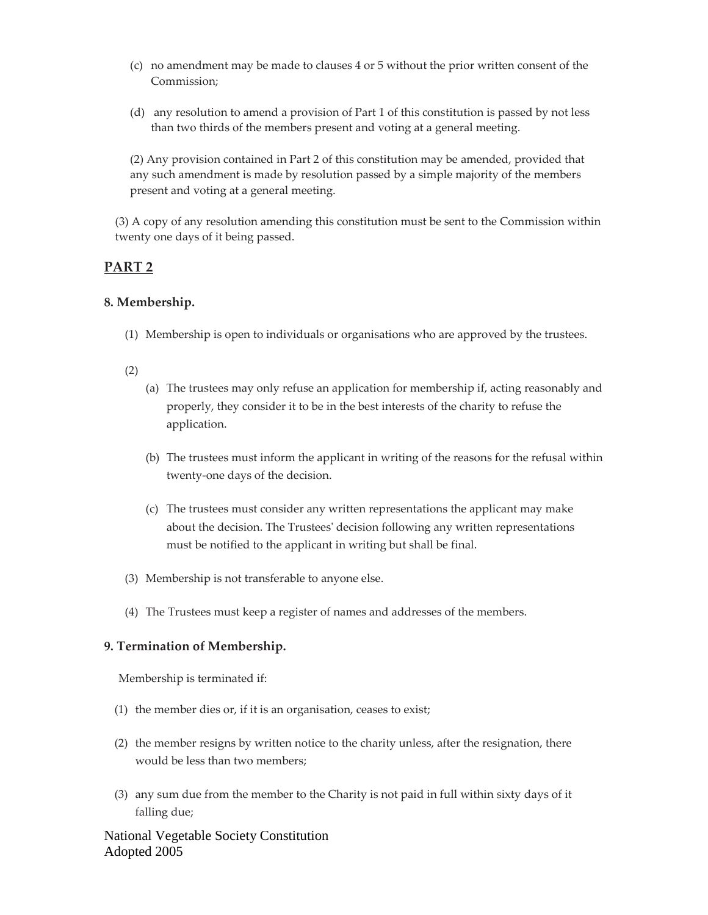(c) no amendment may be made to clauses 4 or 5 without the prior written consent of the Commission;

(d) any resolution to amend a provision of Part 1 of this constitution is passed by not less than two thirds of the members present and voting at a general meeting.

(2) Any provision contained in Part 2 of this constitution may be amended, provided that any such amendment is made by resolution passed by a simple majority of the members present and voting at a general meeting.

(3) A copy of any resolution amending this constitution must be sent to the Commission within twenty one days of it being passed.

## PART 2

### 8. Membership.

(1) Membership is open to individuals or organisations who are approved by the trustees.

(2)

(a) The trustees may only refuse an application for membership if, acting reasonably and properly, they consider it to be in the best interests of the charity to refuse the application.

(b) The trustees must inform the applicant in writing of the reasons for the refusal within twenty-one days of the decision.

(c) The trustees must consider any written representations the applicant may make about the decision. The Trustees' decision following any written representations must be notified to the applicant in writing but shall be final.

(3) Membership is not transferable to anyone else.

(4) The Trustees must keep a register of names and addresses of the members.

### 9. Termination of Membership.

Membership is terminated if:

(1) the member dies or, if it is an organisation, ceases to exist;

(2) the member resigns by written notice to the charity unless, after the resignation, there would be less than two members;

(3) any sum due from the member to the Charity is not paid in full within sixty days of it falling due;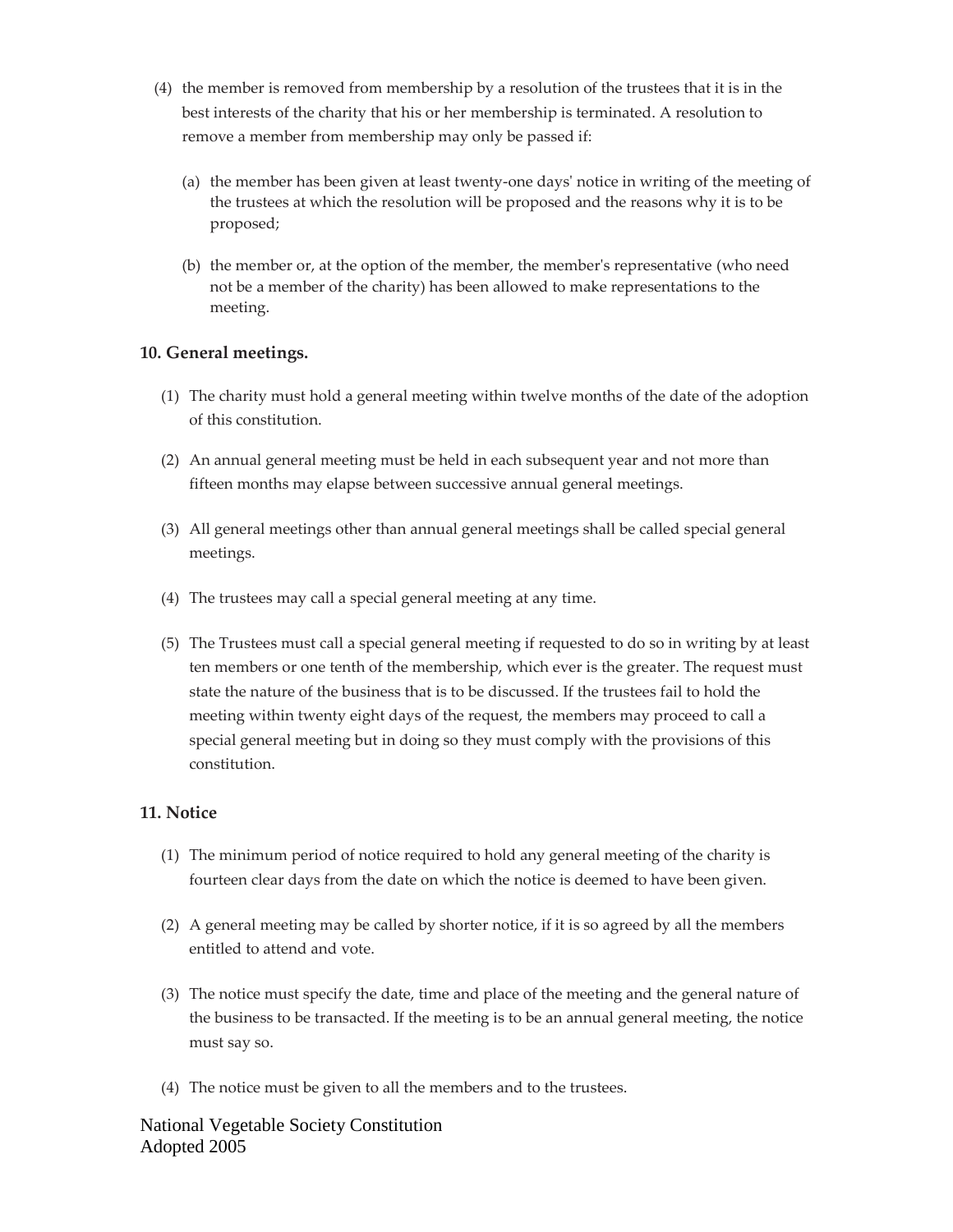(4) the member is removed from membership by a resolution of the trustees that it is in the best interests of the charity that his or her membership is terminated. A resolution to remove a member from membership may only be passed if:

(a) the member has been given at least twenty-one days' notice in writing of the meeting of the trustees at which the resolution will be proposed and the reasons why it is to be proposed;

(b) the member or, at the option of the member, the member's representative (who need not be a member of the charity) has been allowed to make representations to the meeting.

**10. General meetings.**

(1) The charity must hold a general meeting within twelve months of the date of the adoption of this constitution.

(2) An annual general meeting must be held in each subsequent year and not more than fifteen months may elapse between successive annual general meetings.

(3) All general meetings other than annual general meetings shall be called special general meetings.

(4) The trustees may call a special general meeting at any time.

(5) The Trustees must call a special general meeting if requested to do so in writing by at least ten members or one tenth of the membership, which ever is the greater. The request must state the nature of the business that is to be discussed. If the trustees fail to hold the meeting within twenty eight days of the request, the members may proceed to call a special general meeting but in doing so they must comply with the provisions of this constitution.

**11. Notice**

(1) The minimum period of notice required to hold any general meeting of the charity is fourteen clear days from the date on which the notice is deemed to have been given.

(2) A general meeting may be called by shorter notice, if it is so agreed by all the members entitled to attend and vote.

(3) The notice must specify the date, time and place of the meeting and the general nature of the business to be transacted. If the meeting is to be an annual general meeting, the notice must say so.

(4) The notice must be given to all the members and to the trustees.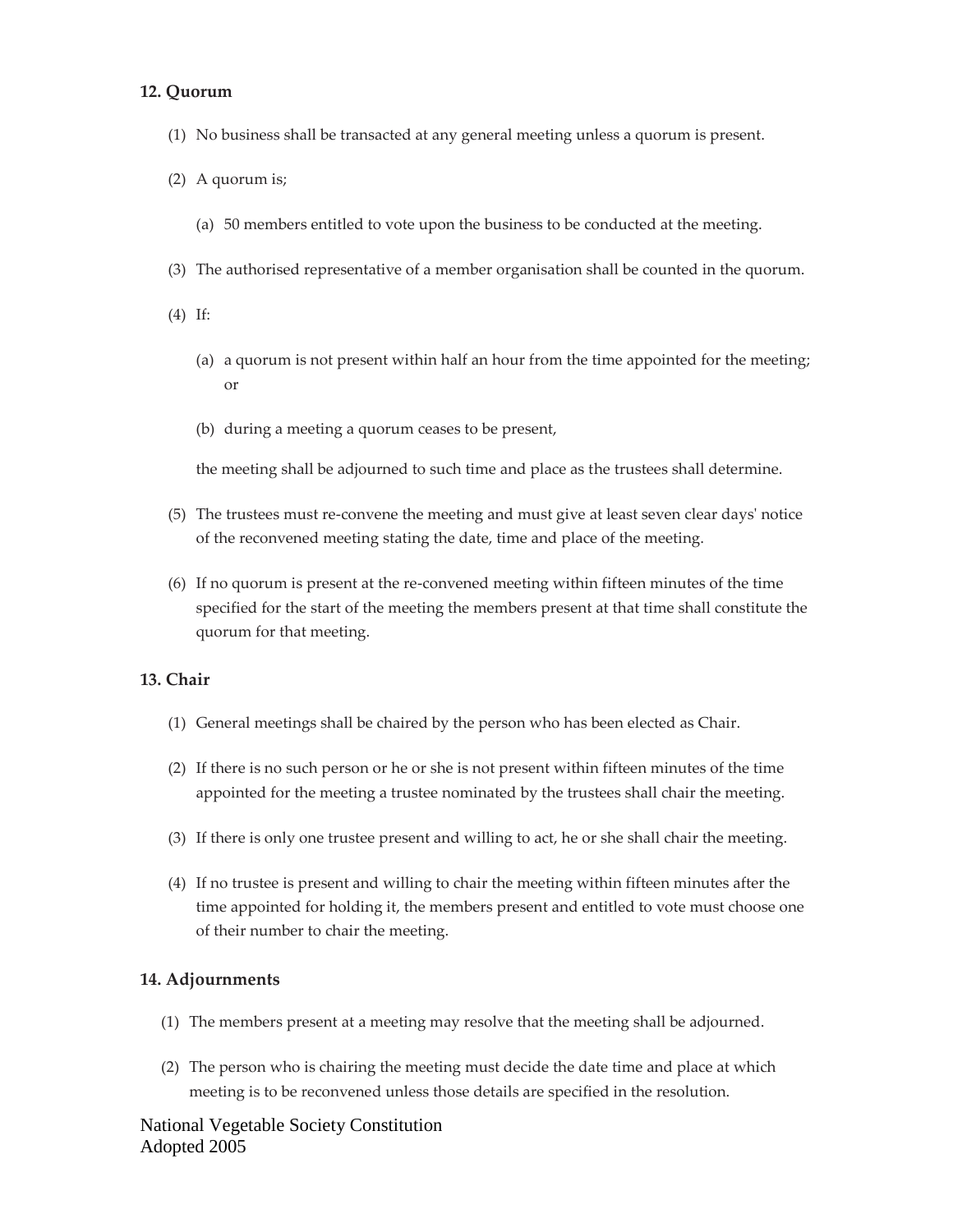### 12. Quorum

(1) No business shall be transacted at any general meeting unless a quorum is present.

(2) A quorum is;

(a) 50 members entitled to vote upon the business to be conducted at the meeting.

(3) The authorised representative of a member organisation shall be counted in the quorum.

(4) If:

(a) a quorum is not present within half an hour from the time appointed for the meeting; or

(b) during a meeting a quorum ceases to be present,

the meeting shall be adjourned to such time and place as the trustees shall determine.

(5) The trustees must re-convene the meeting and must give at least seven clear days' notice of the reconvened meeting stating the date, time and place of the meeting.

(6) If no quorum is present at the re-convened meeting within fifteen minutes of the time specified for the start of the meeting the members present at that time shall constitute the quorum for that meeting.

### 13. Chair

(1) General meetings shall be chaired by the person who has been elected as Chair.

(2) If there is no such person or he or she is not present within fifteen minutes of the time appointed for the meeting a trustee nominated by the trustees shall chair the meeting.

(3) If there is only one trustee present and willing to act, he or she shall chair the meeting.

(4) If no trustee is present and willing to chair the meeting within fifteen minutes after the time appointed for holding it, the members present and entitled to vote must choose one of their number to chair the meeting.

### 14. Adjournments

(1) The members present at a meeting may resolve that the meeting shall be adjourned.

(2) The person who is chairing the meeting must decide the date time and place at which meeting is to be reconvened unless those details are specified in the resolution.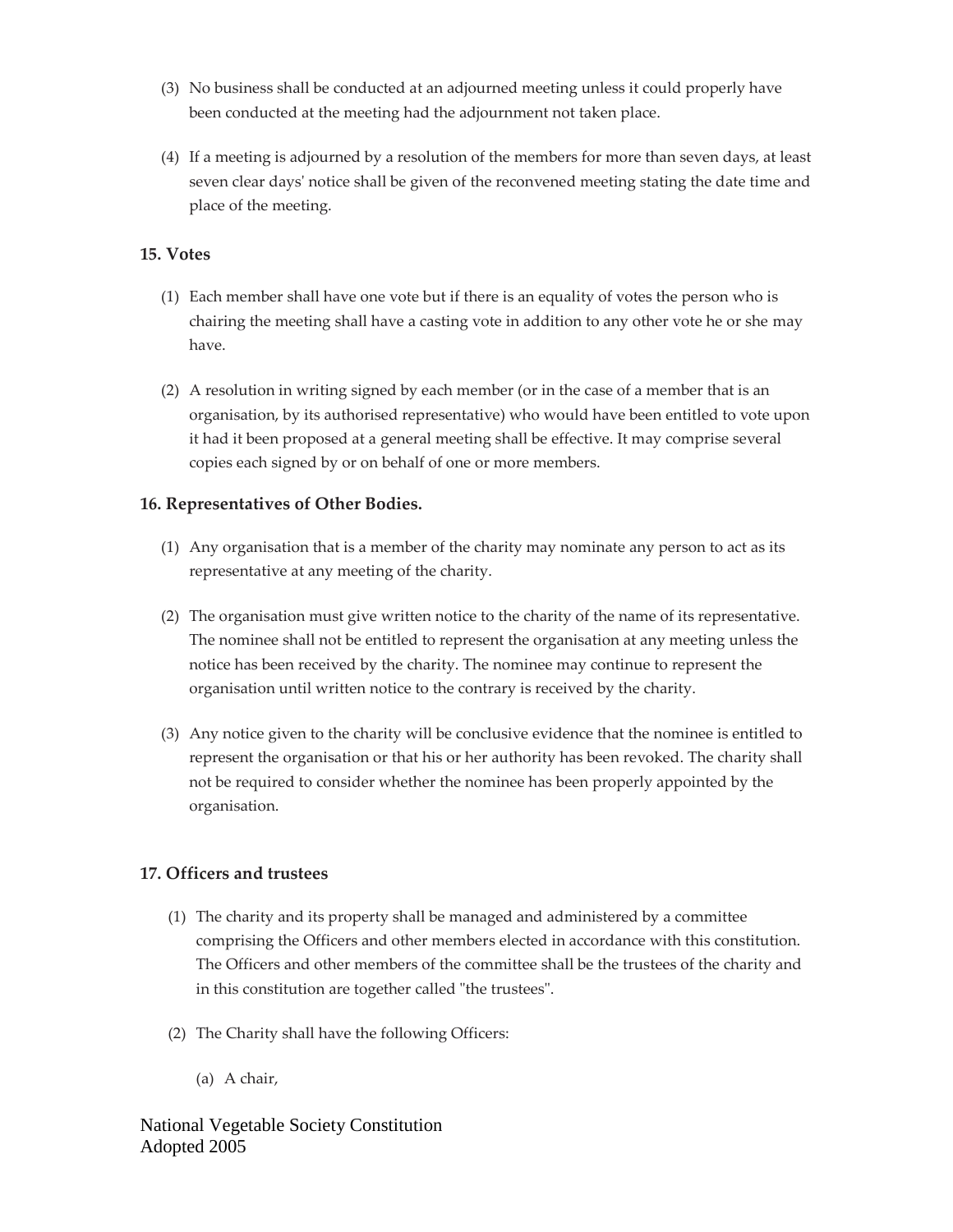(3) No business shall be conducted at an adjourned meeting unless it could properly have been conducted at the meeting had the adjournment not taken place.

(4) If a meeting is adjourned by a resolution of the members for more than seven days, at least seven clear days' notice shall be given of the reconvened meeting stating the date time and place of the meeting.

### 15. Votes

(1) Each member shall have one vote but if there is an equality of votes the person who is chairing the meeting shall have a casting vote in addition to any other vote he or she may have.

(2) A resolution in writing signed by each member (or in the case of a member that is an organisation, by its authorised representative) who would have been entitled to vote upon it had it been proposed at a general meeting shall be effective. It may comprise several copies each signed by or on behalf of one or more members.

### 16. Representatives of Other Bodies.

(1) Any organisation that is a member of the charity may nominate any person to act as its representative at any meeting of the charity.

(2) The organisation must give written notice to the charity of the name of its representative. The nominee shall not be entitled to represent the organisation at any meeting unless the notice has been received by the charity. The nominee may continue to represent the organisation until written notice to the contrary is received by the charity.

(3) Any notice given to the charity will be conclusive evidence that the nominee is entitled to represent the organisation or that his or her authority has been revoked. The charity shall not be required to consider whether the nominee has been properly appointed by the organisation.

### 17. Officers and trustees

(1) The charity and its property shall be managed and administered by a committee comprising the Officers and other members elected in accordance with this constitution. The Officers and other members of the committee shall be the trustees of the charity and in this constitution are together called "the trustees".

(2) The Charity shall have the following Officers:

(a) A chair,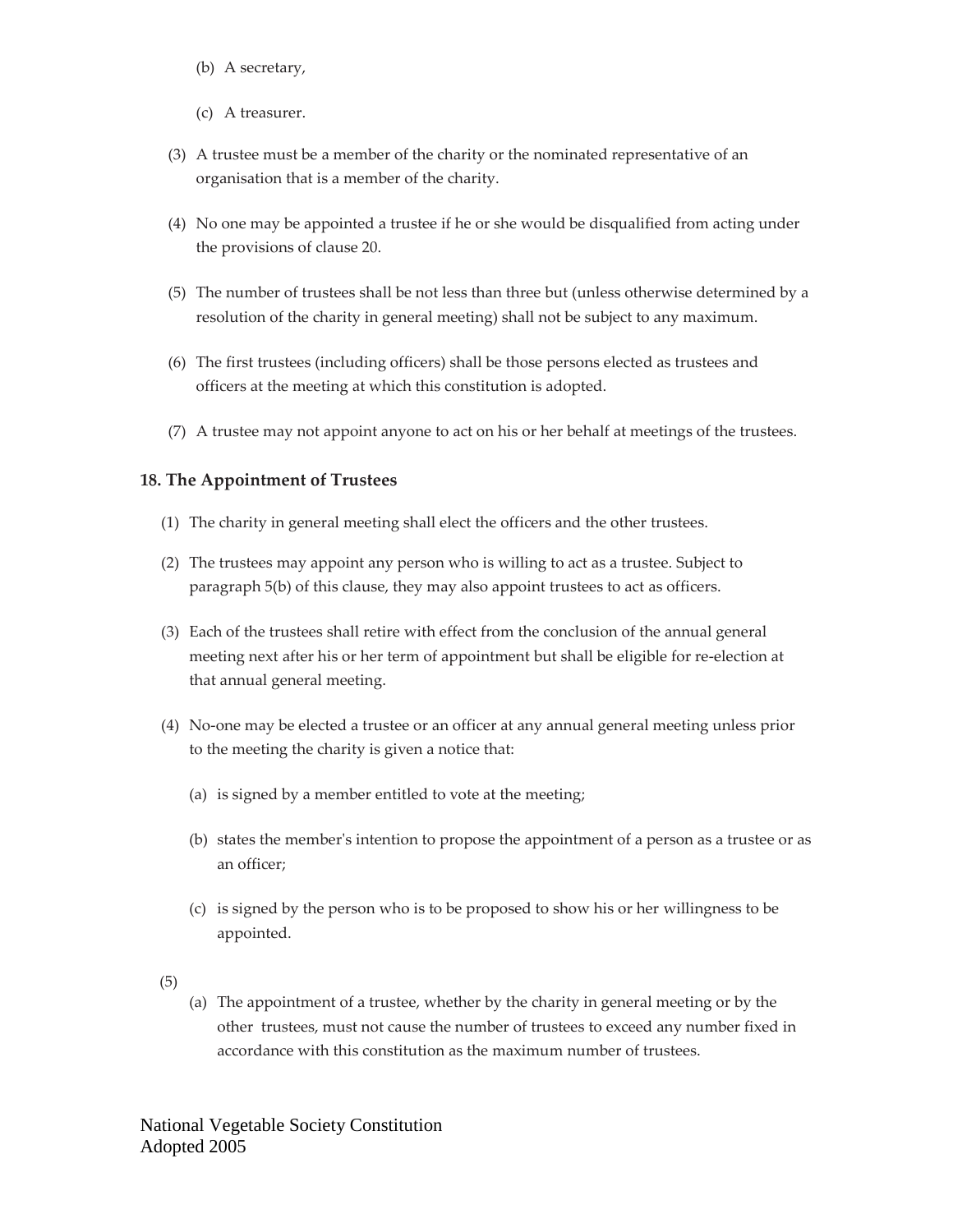(b) A secretary,

(c) A treasurer.

(3) A trustee must be a member of the charity or the nominated representative of an organisation that is a member of the charity.

(4) No one may be appointed a trustee if he or she would be disqualified from acting under the provisions of clause 20.

(5) The number of trustees shall be not less than three but (unless otherwise determined by a resolution of the charity in general meeting) shall not be subject to any maximum.

(6) The first trustees (including officers) shall be those persons elected as trustees and officers at the meeting at which this constitution is adopted.

(7) A trustee may not appoint anyone to act on his or her behalf at meetings of the trustees.

### 18. The Appointment of Trustees

(1) The charity in general meeting shall elect the officers and the other trustees.

(2) The trustees may appoint any person who is willing to act as a trustee. Subject to paragraph 5(b) of this clause, they may also appoint trustees to act as officers.

(3) Each of the trustees shall retire with effect from the conclusion of the annual general meeting next after his or her term of appointment but shall be eligible for re-election at that annual general meeting.

(4) No-one may be elected a trustee or an officer at any annual general meeting unless prior to the meeting the charity is given a notice that:

(a) is signed by a member entitled to vote at the meeting;

(b) states the member's intention to propose the appointment of a person as a trustee or as an officer;

(c) is signed by the person who is to be proposed to show his or her willingness to be appointed.

(5)

(a) The appointment of a trustee, whether by the charity in general meeting or by the other trustees, must not cause the number of trustees to exceed any number fixed in accordance with this constitution as the maximum number of trustees.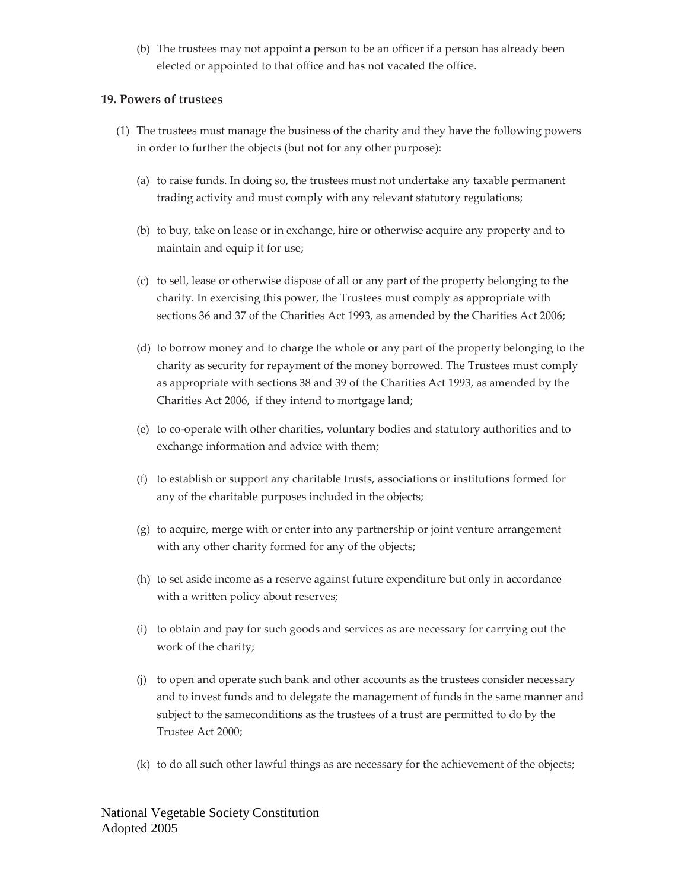(b) The trustees may not appoint a person to be an officer if a person has already been elected or appointed to that office and has not vacated the office.

**19. Powers of trustees**

(1) The trustees must manage the business of the charity and they have the following powers in order to further the objects (but not for any other purpose):

(a) to raise funds. In doing so, the trustees must not undertake any taxable permanent trading activity and must comply with any relevant statutory regulations;

(b) to buy, take on lease or in exchange, hire or otherwise acquire any property and to maintain and equip it for use;

(c) to sell, lease or otherwise dispose of all or any part of the property belonging to the charity. In exercising this power, the Trustees must comply as appropriate with sections 36 and 37 of the Charities Act 1993, as amended by the Charities Act 2006;

(d) to borrow money and to charge the whole or any part of the property belonging to the charity as security for repayment of the money borrowed. The Trustees must comply as appropriate with sections 38 and 39 of the Charities Act 1993, as amended by the Charities Act 2006, if they intend to mortgage land;

(e) to co-operate with other charities, voluntary bodies and statutory authorities and to exchange information and advice with them;

(f) to establish or support any charitable trusts, associations or institutions formed for any of the charitable purposes included in the objects;

(g) to acquire, merge with or enter into any partnership or joint venture arrangement with any other charity formed for any of the objects;

(h) to set aside income as a reserve against future expenditure but only in accordance with a written policy about reserves;

(i) to obtain and pay for such goods and services as are necessary for carrying out the work of the charity;

(j) to open and operate such bank and other accounts as the trustees consider necessary and to invest funds and to delegate the management of funds in the same manner and subject to the sameconditions as the trustees of a trust are permitted to do by the Trustee Act 2000;

(k) to do all such other lawful things as are necessary for the achievement of the objects;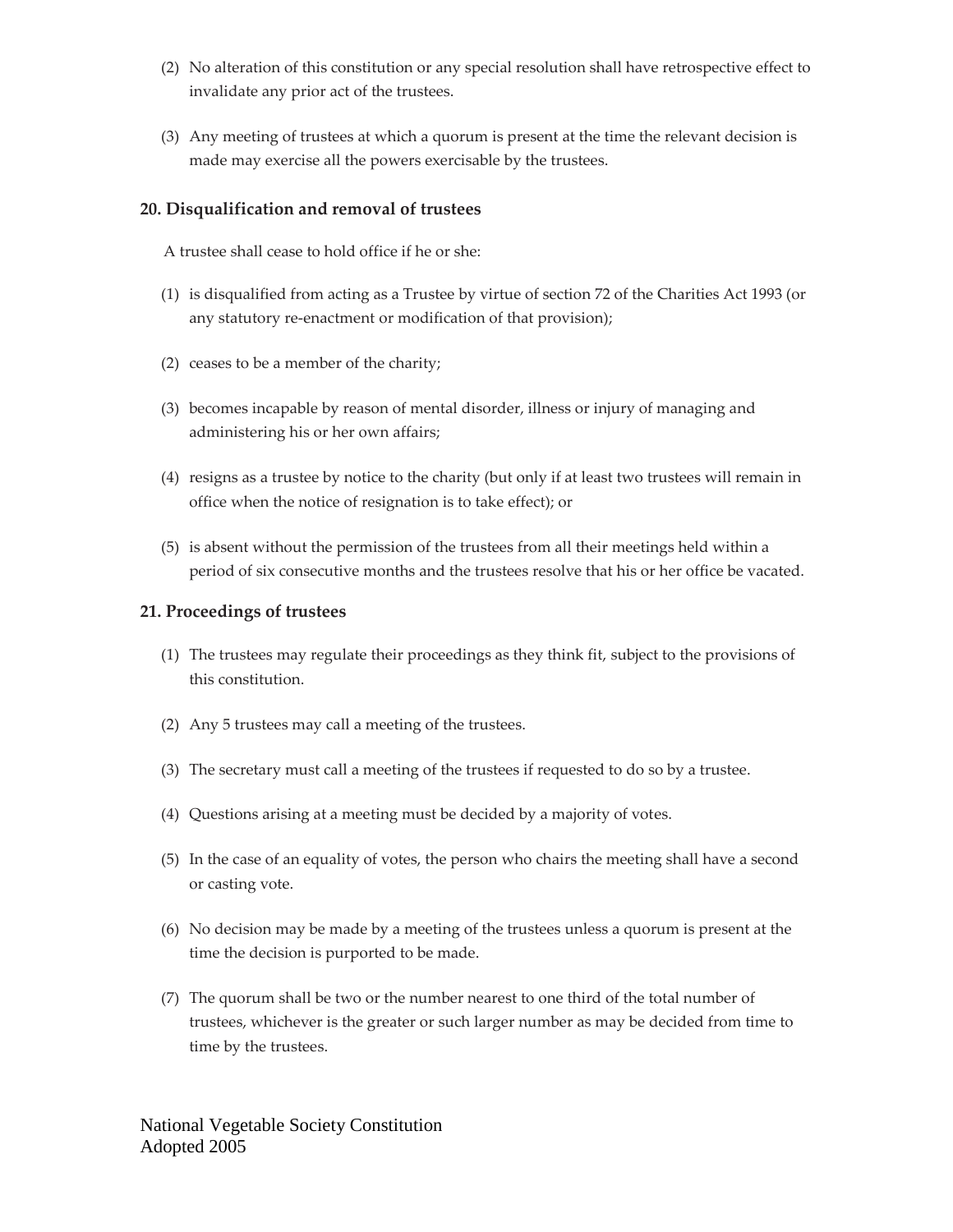(2) No alteration of this constitution or any special resolution shall have retrospective effect to invalidate any prior act of the trustees.

(3) Any meeting of trustees at which a quorum is present at the time the relevant decision is made may exercise all the powers exercisable by the trustees.

### 20. Disqualification and removal of trustees

A trustee shall cease to hold office if he or she:

(1) is disqualified from acting as a Trustee by virtue of section 72 of the Charities Act 1993 (or any statutory re-enactment or modification of that provision);

(2) ceases to be a member of the charity;

(3) becomes incapable by reason of mental disorder, illness or injury of managing and administering his or her own affairs;

(4) resigns as a trustee by notice to the charity (but only if at least two trustees will remain in office when the notice of resignation is to take effect); or

(5) is absent without the permission of the trustees from all their meetings held within a period of six consecutive months and the trustees resolve that his or her office be vacated.

### 21. Proceedings of trustees

(1) The trustees may regulate their proceedings as they think fit, subject to the provisions of this constitution.

(2) Any 5 trustees may call a meeting of the trustees.

(3) The secretary must call a meeting of the trustees if requested to do so by a trustee.

(4) Questions arising at a meeting must be decided by a majority of votes.

(5) In the case of an equality of votes, the person who chairs the meeting shall have a second or casting vote.

(6) No decision may be made by a meeting of the trustees unless a quorum is present at the time the decision is purported to be made.

(7) The quorum shall be two or the number nearest to one third of the total number of trustees, whichever is the greater or such larger number as may be decided from time to time by the trustees.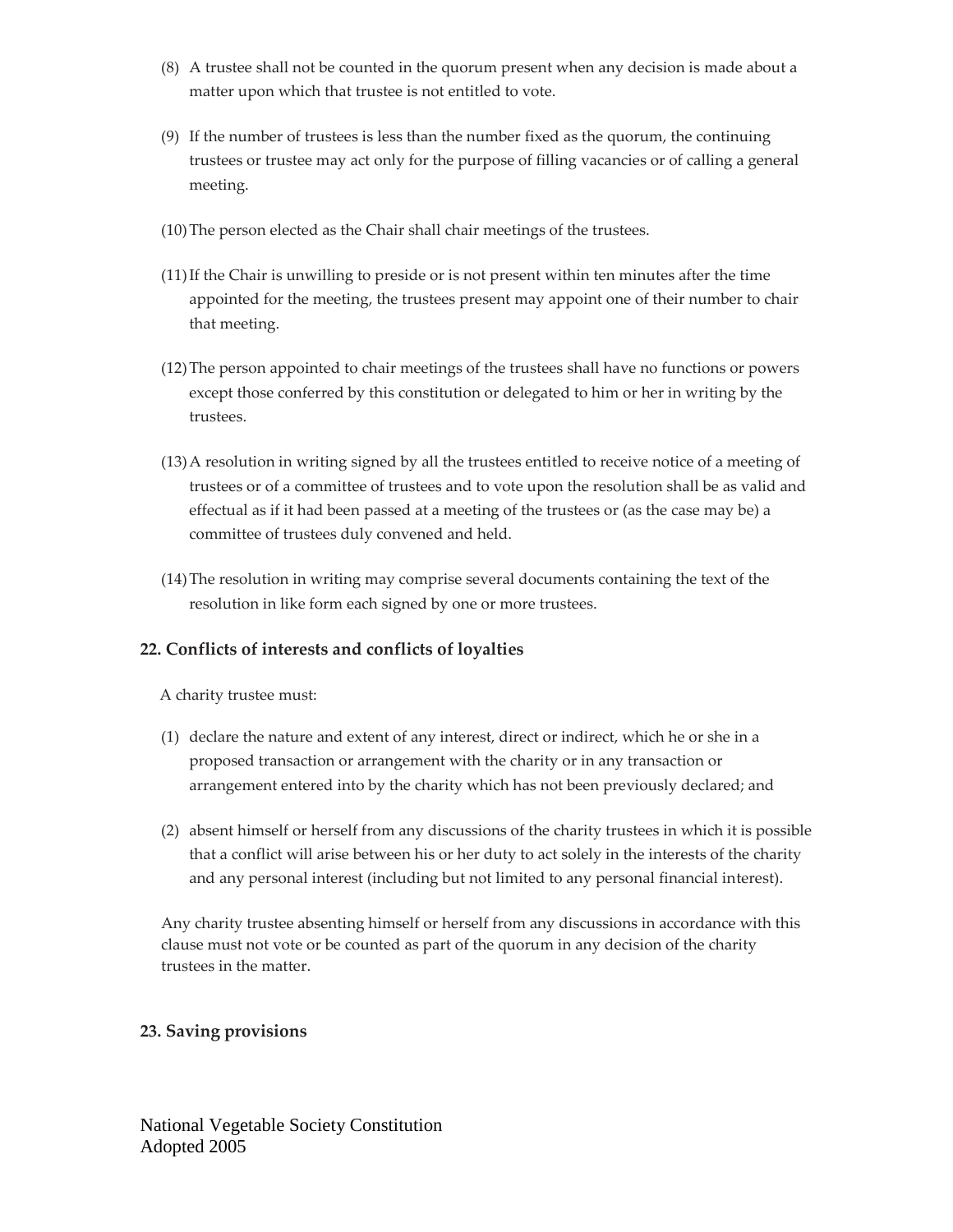(8) A trustee shall not be counted in the quorum present when any decision is made about a matter upon which that trustee is not entitled to vote.

(9) If the number of trustees is less than the number fixed as the quorum, the continuing trustees or trustee may act only for the purpose of filling vacancies or of calling a general meeting.

(10) The person elected as the Chair shall chair meetings of the trustees.

(11) If the Chair is unwilling to preside or is not present within ten minutes after the time appointed for the meeting, the trustees present may appoint one of their number to chair that meeting.

(12) The person appointed to chair meetings of the trustees shall have no functions or powers except those conferred by this constitution or delegated to him or her in writing by the trustees.

(13) A resolution in writing signed by all the trustees entitled to receive notice of a meeting of trustees or of a committee of trustees and to vote upon the resolution shall be as valid and effectual as if it had been passed at a meeting of the trustees or (as the case may be) a committee of trustees duly convened and held.

(14) The resolution in writing may comprise several documents containing the text of the resolution in like form each signed by one or more trustees.

**22. Conflicts of interests and conflicts of loyalties**

A charity trustee must:

(1) declare the nature and extent of any interest, direct or indirect, which he or she in a proposed transaction or arrangement with the charity or in any transaction or arrangement entered into by the charity which has not been previously declared; and

(2) absent himself or herself from any discussions of the charity trustees in which it is possible that a conflict will arise between his or her duty to act solely in the interests of the charity and any personal interest (including but not limited to any personal financial interest).

Any charity trustee absenting himself or herself from any discussions in accordance with this clause must not vote or be counted as part of the quorum in any decision of the charity trustees in the matter.

**23. Saving provisions**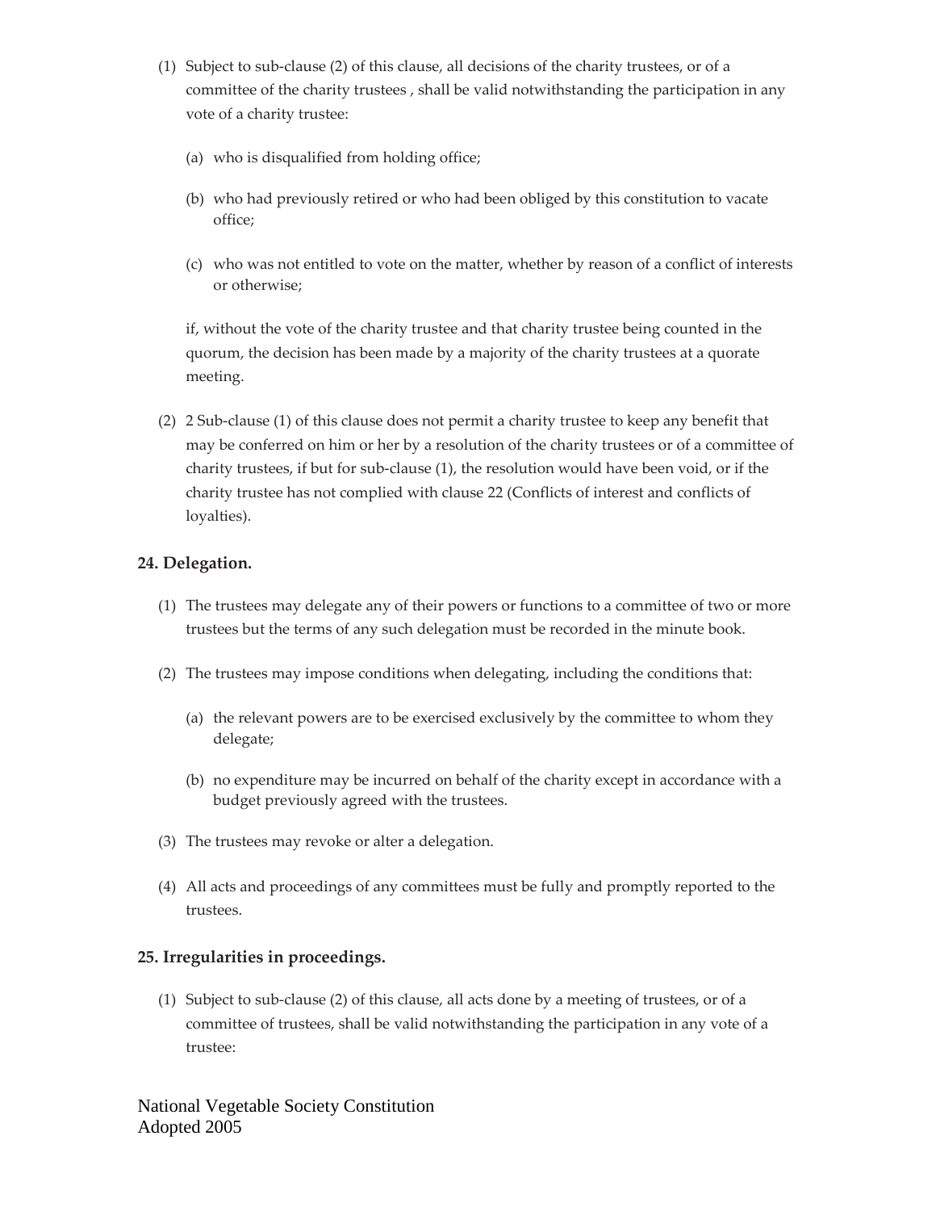(1) Subject to sub-clause (2) of this clause, all decisions of the charity trustees, or of a committee of the charity trustees , shall be valid notwithstanding the participation in any vote of a charity trustee:

(a) who is disqualified from holding office;

(b) who had previously retired or who had been obliged by this constitution to vacate office;

(c) who was not entitled to vote on the matter, whether by reason of a conflict of interests or otherwise;

if, without the vote of the charity trustee and that charity trustee being counted in the quorum, the decision has been made by a majority of the charity trustees at a quorate meeting.

(2) 2 Sub-clause (1) of this clause does not permit a charity trustee to keep any benefit that may be conferred on him or her by a resolution of the charity trustees or of a committee of charity trustees, if but for sub-clause (1), the resolution would have been void, or if the charity trustee has not complied with clause 22 (Conflicts of interest and conflicts of loyalties).

### 24. Delegation.

(1) The trustees may delegate any of their powers or functions to a committee of two or more trustees but the terms of any such delegation must be recorded in the minute book.

(2) The trustees may impose conditions when delegating, including the conditions that:

(a) the relevant powers are to be exercised exclusively by the committee to whom they delegate;

(b) no expenditure may be incurred on behalf of the charity except in accordance with a budget previously agreed with the trustees.

(3) The trustees may revoke or alter a delegation.

(4) All acts and proceedings of any committees must be fully and promptly reported to the trustees.

### 25. Irregularities in proceedings.

(1) Subject to sub-clause (2) of this clause, all acts done by a meeting of trustees, or of a committee of trustees, shall be valid notwithstanding the participation in any vote of a trustee: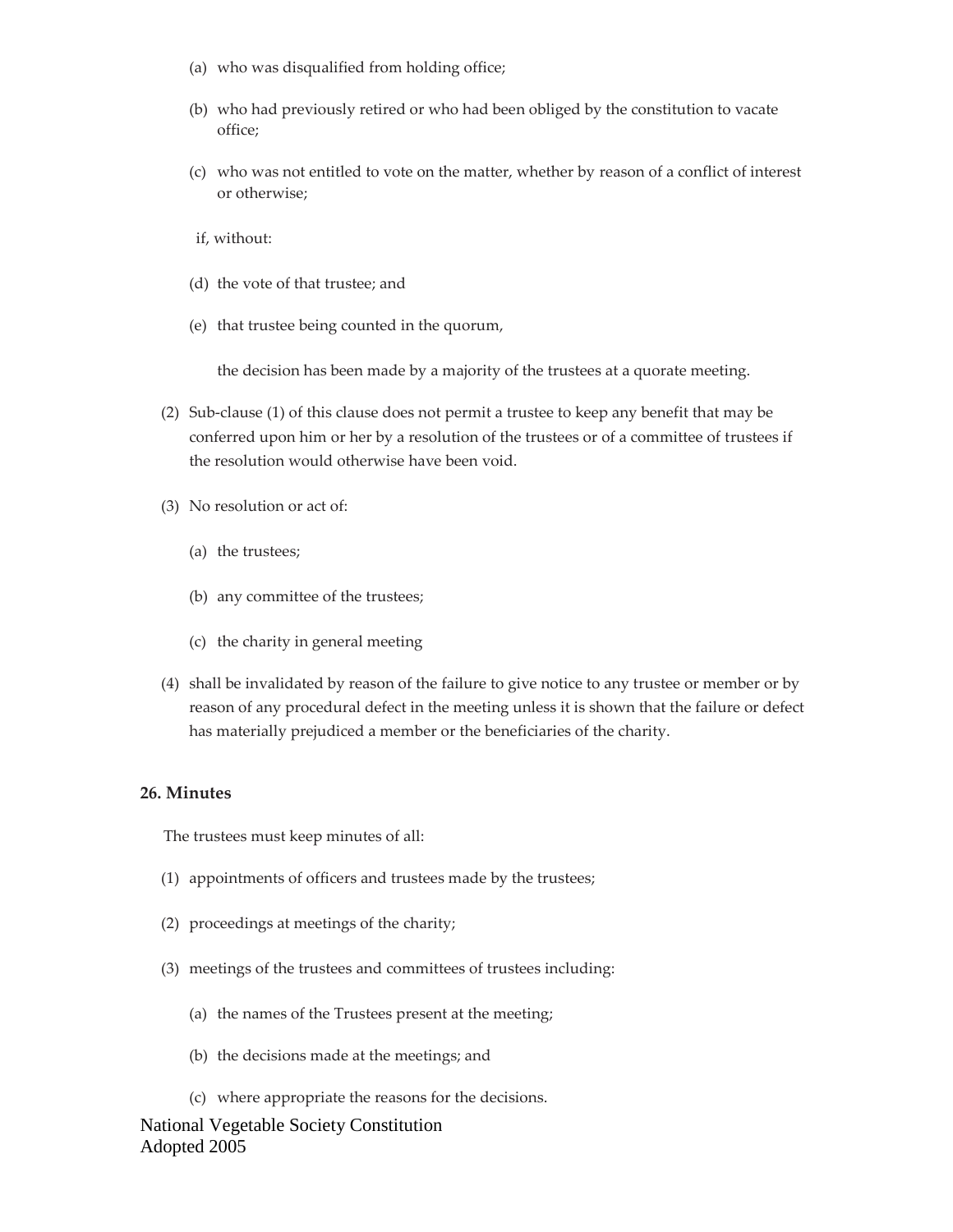(a) who was disqualified from holding office;

(b) who had previously retired or who had been obliged by the constitution to vacate office;

(c) who was not entitled to vote on the matter, whether by reason of a conflict of interest or otherwise;

if, without:

(d) the vote of that trustee; and

(e) that trustee being counted in the quorum,

the decision has been made by a majority of the trustees at a quorate meeting.

(2) Sub-clause (1) of this clause does not permit a trustee to keep any benefit that may be conferred upon him or her by a resolution of the trustees or of a committee of trustees if the resolution would otherwise have been void.

(3) No resolution or act of:

(a) the trustees;

(b) any committee of the trustees;

(c) the charity in general meeting

(4) shall be invalidated by reason of the failure to give notice to any trustee or member or by reason of any procedural defect in the meeting unless it is shown that the failure or defect has materially prejudiced a member or the beneficiaries of the charity.

### 26. Minutes

The trustees must keep minutes of all:

(1) appointments of officers and trustees made by the trustees;

(2) proceedings at meetings of the charity;

(3) meetings of the trustees and committees of trustees including:

(a) the names of the Trustees present at the meeting;

(b) the decisions made at the meetings; and

(c) where appropriate the reasons for the decisions.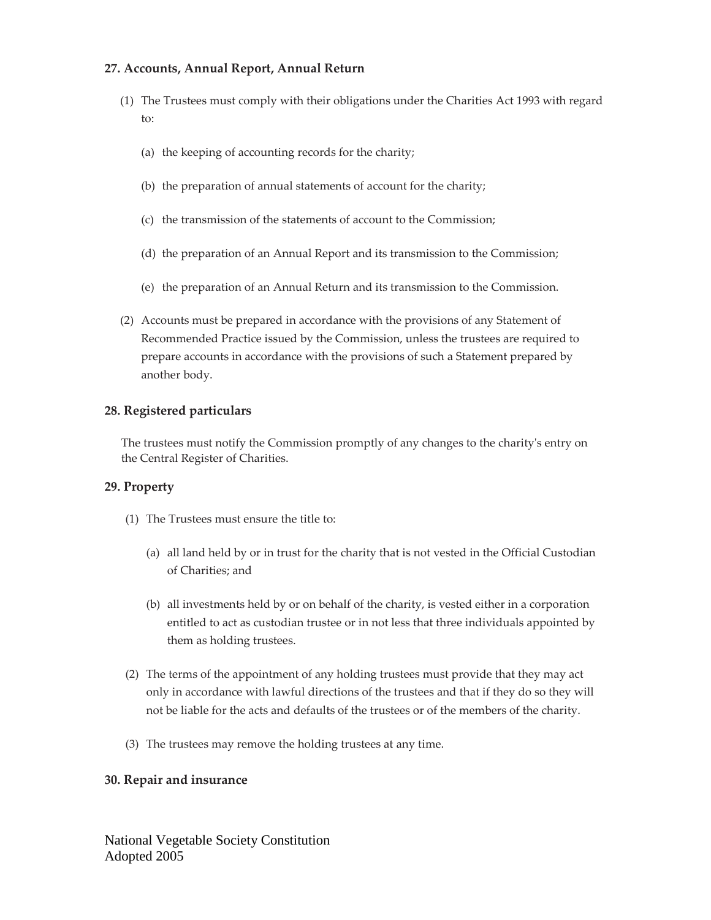**27. Accounts, Annual Report, Annual Return**

(1) The Trustees must comply with their obligations under the Charities Act 1993 with regard to:

(a) the keeping of accounting records for the charity;

(b) the preparation of annual statements of account for the charity;

(c) the transmission of the statements of account to the Commission;

(d) the preparation of an Annual Report and its transmission to the Commission;

(e) the preparation of an Annual Return and its transmission to the Commission.

(2) Accounts must be prepared in accordance with the provisions of any Statement of Recommended Practice issued by the Commission, unless the trustees are required to prepare accounts in accordance with the provisions of such a Statement prepared by another body.

**28. Registered particulars**

The trustees must notify the Commission promptly of any changes to the charity's entry on the Central Register of Charities.

**29. Property**

(1) The Trustees must ensure the title to:

(a) all land held by or in trust for the charity that is not vested in the Official Custodian of Charities; and

(b) all investments held by or on behalf of the charity, is vested either in a corporation entitled to act as custodian trustee or in not less that three individuals appointed by them as holding trustees.

(2) The terms of the appointment of any holding trustees must provide that they may act only in accordance with lawful directions of the trustees and that if they do so they will not be liable for the acts and defaults of the trustees or of the members of the charity.

(3) The trustees may remove the holding trustees at any time.

**30. Repair and insurance**

National Vegetable Society Constitution
Adopted 2005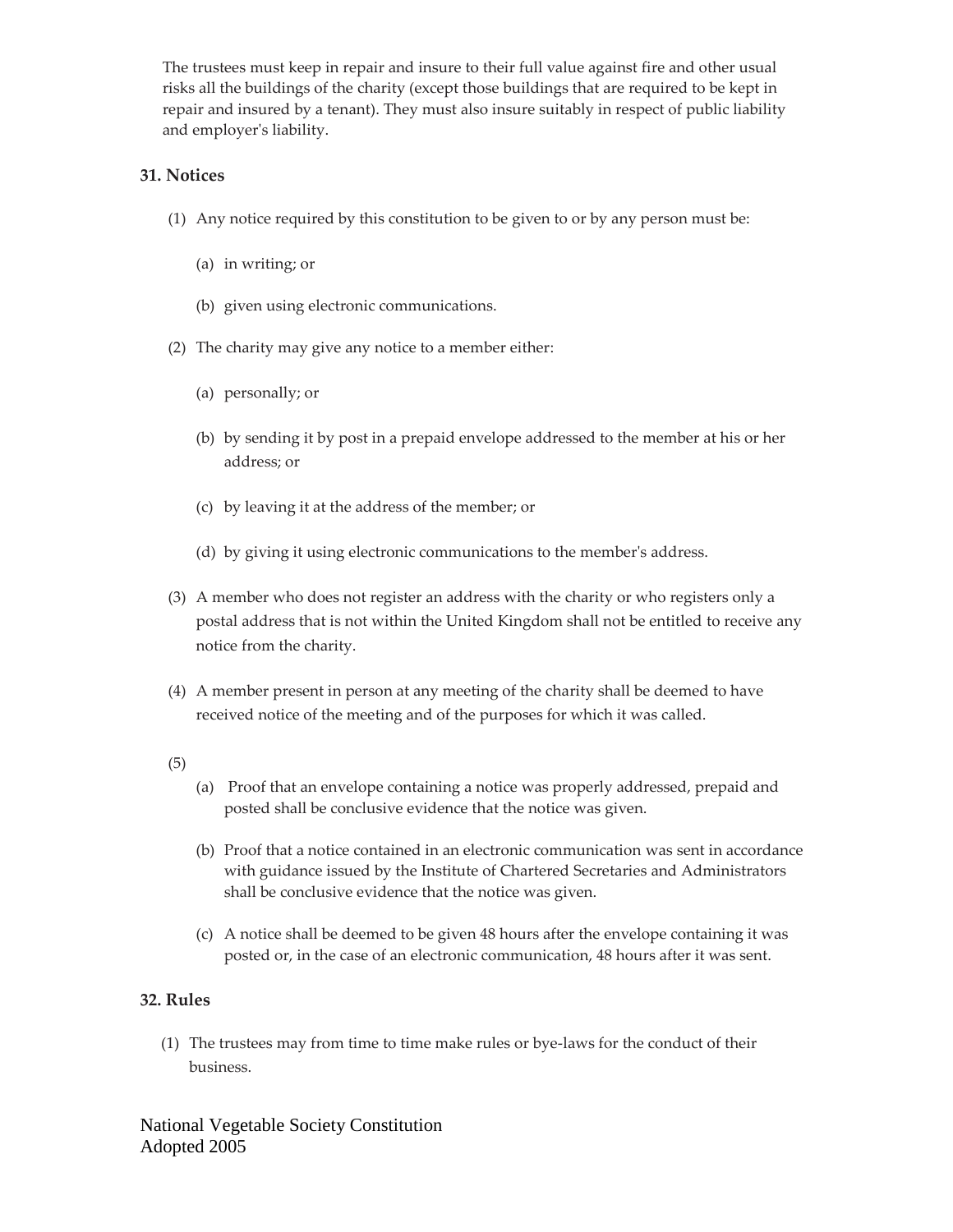The trustees must keep in repair and insure to their full value against fire and other usual risks all the buildings of the charity (except those buildings that are required to be kept in repair and insured by a tenant). They must also insure suitably in respect of public liability and employer's liability.

### 31. Notices

(1) Any notice required by this constitution to be given to or by any person must be:

(a) in writing; or

(b) given using electronic communications.

(2) The charity may give any notice to a member either:

(a) personally; or

(b) by sending it by post in a prepaid envelope addressed to the member at his or her address; or

(c) by leaving it at the address of the member; or

(d) by giving it using electronic communications to the member's address.

(3) A member who does not register an address with the charity or who registers only a postal address that is not within the United Kingdom shall not be entitled to receive any notice from the charity.

(4) A member present in person at any meeting of the charity shall be deemed to have received notice of the meeting and of the purposes for which it was called.

(5)

(a) Proof that an envelope containing a notice was properly addressed, prepaid and posted shall be conclusive evidence that the notice was given.

(b) Proof that a notice contained in an electronic communication was sent in accordance with guidance issued by the Institute of Chartered Secretaries and Administrators shall be conclusive evidence that the notice was given.

(c) A notice shall be deemed to be given 48 hours after the envelope containing it was posted or, in the case of an electronic communication, 48 hours after it was sent.

### 32. Rules

(1) The trustees may from time to time make rules or bye-laws for the conduct of their business.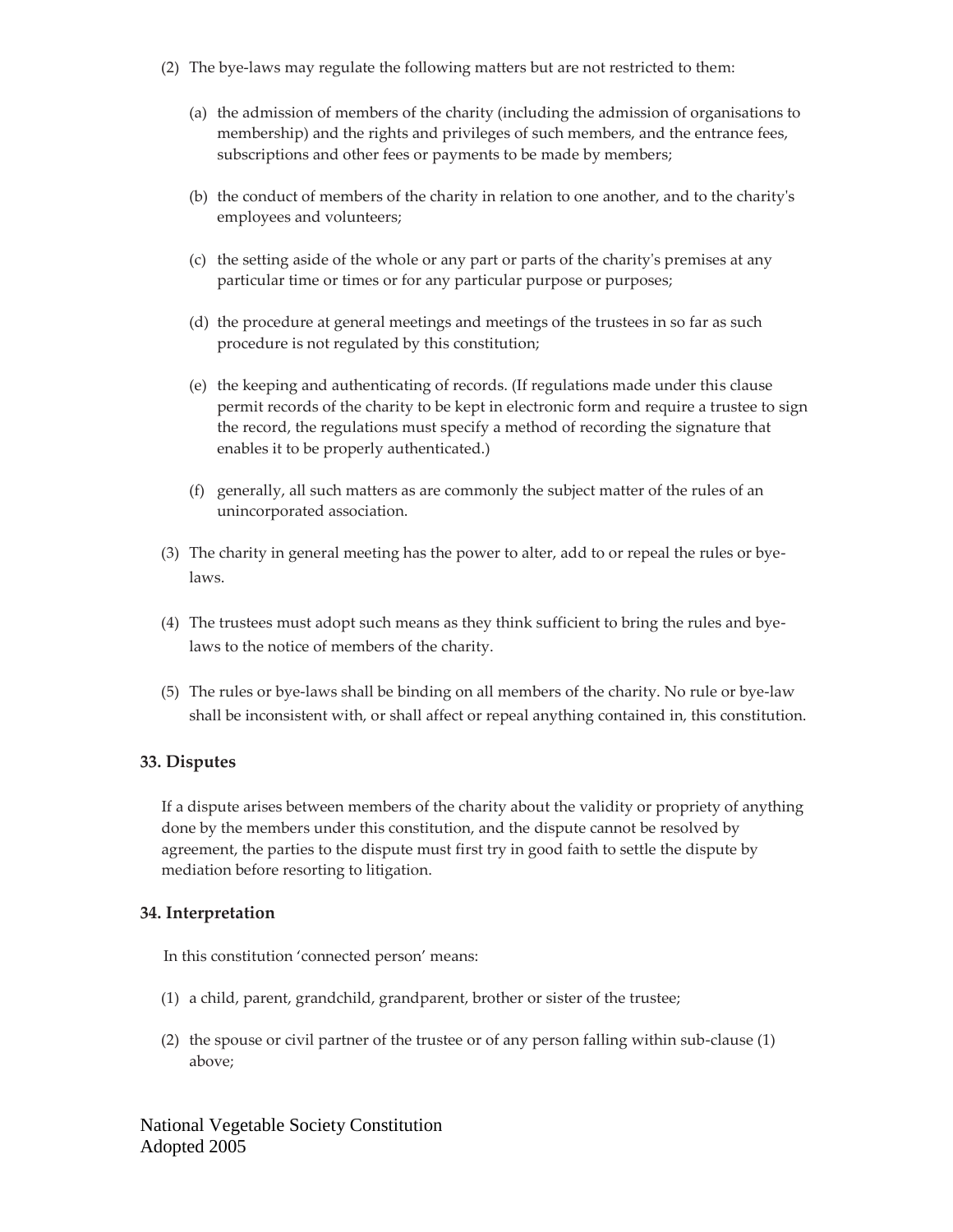(2) The bye-laws may regulate the following matters but are not restricted to them:

   (a) the admission of members of the charity (including the admission of organisations to membership) and the rights and privileges of such members, and the entrance fees, subscriptions and other fees or payments to be made by members;

   (b) the conduct of members of the charity in relation to one another, and to the charity's employees and volunteers;

   (c) the setting aside of the whole or any part or parts of the charity's premises at any particular time or times or for any particular purpose or purposes;

   (d) the procedure at general meetings and meetings of the trustees in so far as such procedure is not regulated by this constitution;

   (e) the keeping and authenticating of records. (If regulations made under this clause permit records of the charity to be kept in electronic form and require a trustee to sign the record, the regulations must specify a method of recording the signature that enables it to be properly authenticated.)

   (f) generally, all such matters as are commonly the subject matter of the rules of an unincorporated association.

(3) The charity in general meeting has the power to alter, add to or repeal the rules or bye-laws.

(4) The trustees must adopt such means as they think sufficient to bring the rules and bye-laws to the notice of members of the charity.

(5) The rules or bye-laws shall be binding on all members of the charity. No rule or bye-law shall be inconsistent with, or shall affect or repeal anything contained in, this constitution.

### 33. Disputes

If a dispute arises between members of the charity about the validity or propriety of anything done by the members under this constitution, and the dispute cannot be resolved by agreement, the parties to the dispute must first try in good faith to settle the dispute by mediation before resorting to litigation.

### 34. Interpretation

In this constitution 'connected person' means:

(1) a child, parent, grandchild, grandparent, brother or sister of the trustee;

(2) the spouse or civil partner of the trustee or of any person falling within sub-clause (1) above;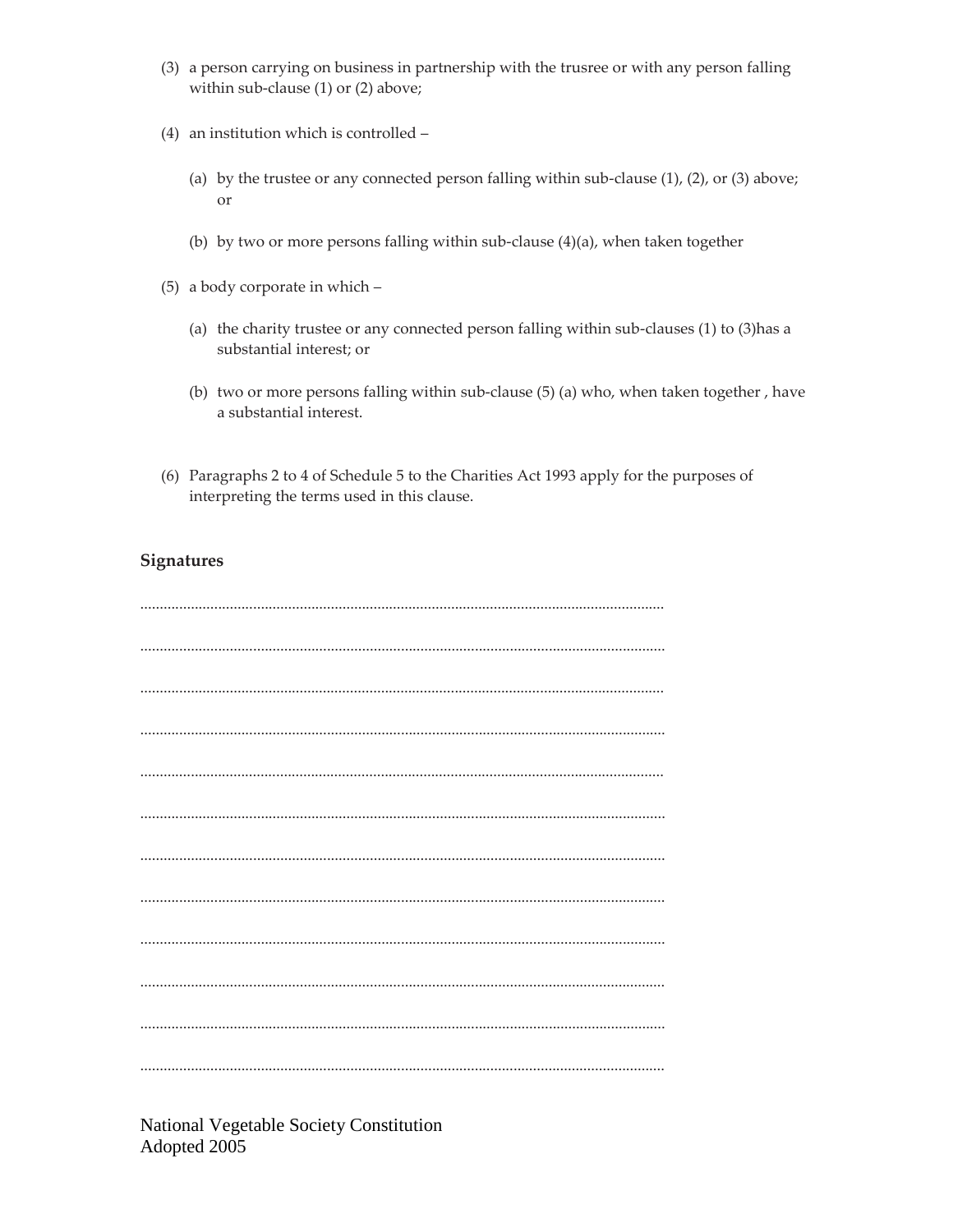(3) a person carrying on business in partnership with the trusree or with any person falling within sub-clause (1) or (2) above;

(4) an institution which is controlled –

(a) by the trustee or any connected person falling within sub-clause (1), (2), or (3) above; or

(b) by two or more persons falling within sub-clause (4)(a), when taken together

(5) a body corporate in which –

(a) the charity trustee or any connected person falling within sub-clauses (1) to (3)has a substantial interest; or

(b) two or more persons falling within sub-clause (5) (a) who, when taken together , have a substantial interest.

(6) Paragraphs 2 to 4 of Schedule 5 to the Charities Act 1993 apply for the purposes of interpreting the terms used in this clause.

**Signatures**

.....................................................................................................................................

.....................................................................................................................................

.....................................................................................................................................

.....................................................................................................................................

.....................................................................................................................................

.....................................................................................................................................

.....................................................................................................................................

.....................................................................................................................................

.....................................................................................................................................

.....................................................................................................................................

.....................................................................................................................................

.....................................................................................................................................

National Vegetable Society Constitution
Adopted 2005